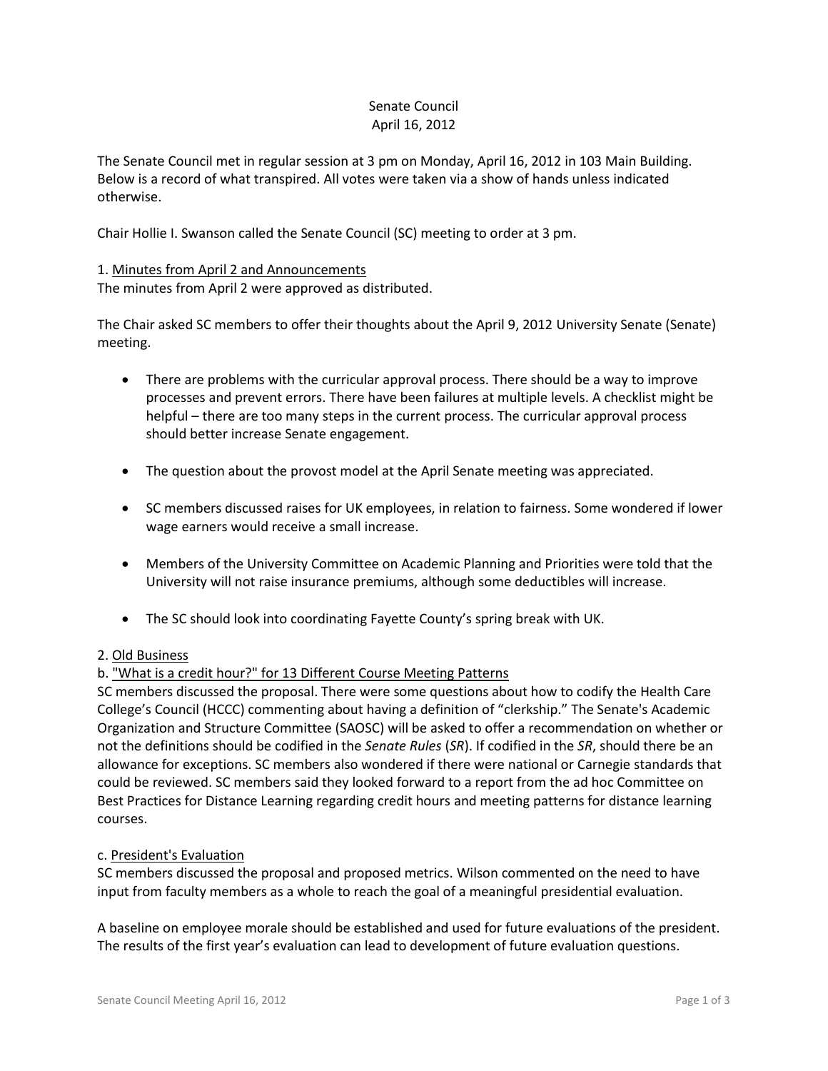# Senate Council
## April 16, 2012

The Senate Council met in regular session at 3 pm on Monday, April 16, 2012 in 103 Main Building. Below is a record of what transpired. All votes were taken via a show of hands unless indicated otherwise.

Chair Hollie I. Swanson called the Senate Council (SC) meeting to order at 3 pm.

1. <u>Minutes from April 2 and Announcements</u>
The minutes from April 2 were approved as distributed.

The Chair asked SC members to offer their thoughts about the April 9, 2012 University Senate (Senate) meeting.

- There are problems with the curricular approval process. There should be a way to improve processes and prevent errors. There have been failures at multiple levels. A checklist might be helpful – there are too many steps in the current process. The curricular approval process should better increase Senate engagement.
- The question about the provost model at the April Senate meeting was appreciated.
- SC members discussed raises for UK employees, in relation to fairness. Some wondered if lower wage earners would receive a small increase.
- Members of the University Committee on Academic Planning and Priorities were told that the University will not raise insurance premiums, although some deductibles will increase.
- The SC should look into coordinating Fayette County's spring break with UK.

2. <u>Old Business</u>

b. <u>"What is a credit hour?" for 13 Different Course Meeting Patterns</u>
SC members discussed the proposal. There were some questions about how to codify the Health Care College's Council (HCCC) commenting about having a definition of "clerkship." The Senate's Academic Organization and Structure Committee (SAOSC) will be asked to offer a recommendation on whether or not the definitions should be codified in the *Senate Rules* (*SR*). If codified in the *SR*, should there be an allowance for exceptions. SC members also wondered if there were national or Carnegie standards that could be reviewed. SC members said they looked forward to a report from the ad hoc Committee on Best Practices for Distance Learning regarding credit hours and meeting patterns for distance learning courses.

c. <u>President's Evaluation</u>
SC members discussed the proposal and proposed metrics. Wilson commented on the need to have input from faculty members as a whole to reach the goal of a meaningful presidential evaluation.

A baseline on employee morale should be established and used for future evaluations of the president. The results of the first year's evaluation can lead to development of future evaluation questions.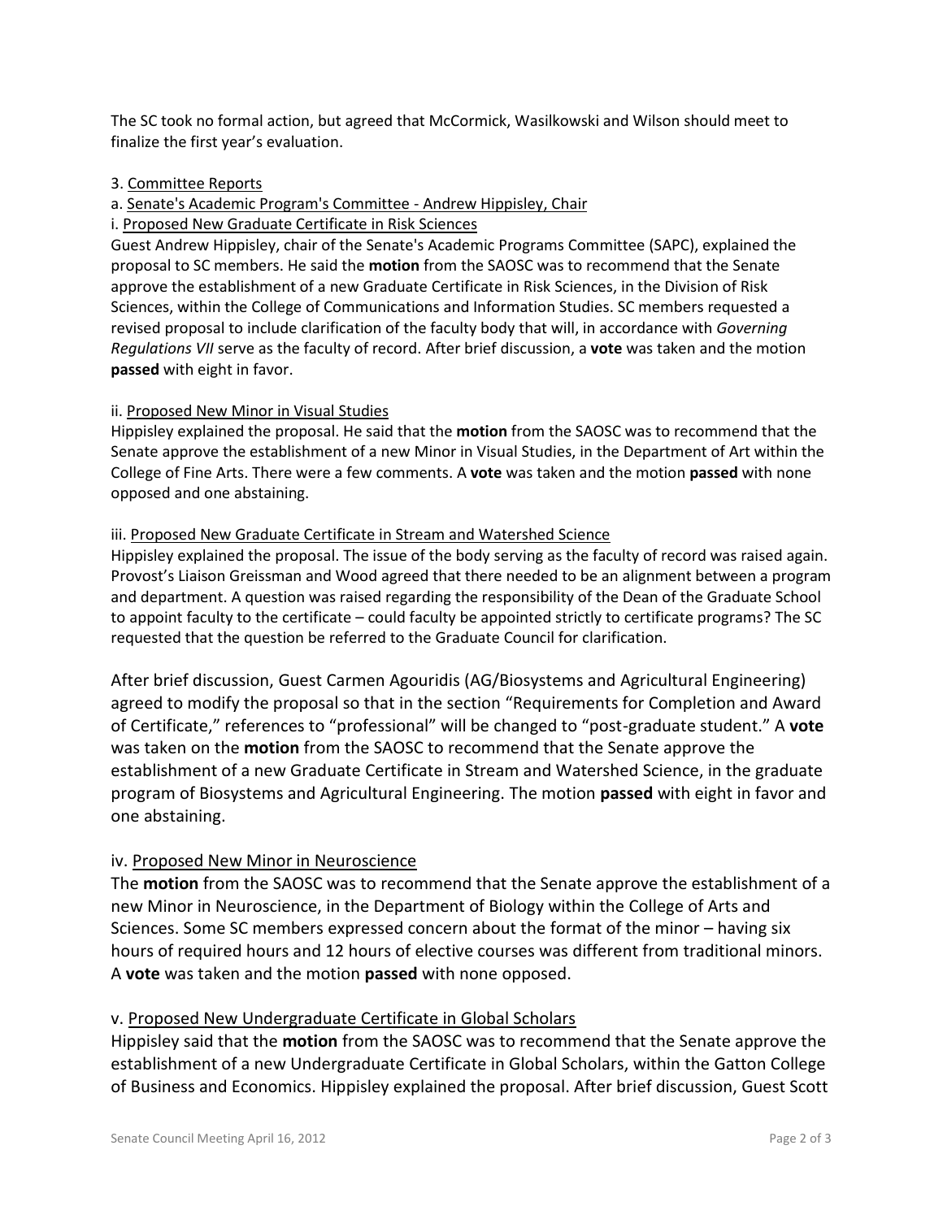The SC took no formal action, but agreed that McCormick, Wasilkowski and Wilson should meet to finalize the first year's evaluation.

3. Committee Reports

a. Senate's Academic Program's Committee - Andrew Hippisley, Chair

i. Proposed New Graduate Certificate in Risk Sciences

Guest Andrew Hippisley, chair of the Senate's Academic Programs Committee (SAPC), explained the proposal to SC members. He said the **motion** from the SAOSC was to recommend that the Senate approve the establishment of a new Graduate Certificate in Risk Sciences, in the Division of Risk Sciences, within the College of Communications and Information Studies. SC members requested a revised proposal to include clarification of the faculty body that will, in accordance with *Governing Regulations VII* serve as the faculty of record. After brief discussion, a **vote** was taken and the motion **passed** with eight in favor.

ii. Proposed New Minor in Visual Studies

Hippisley explained the proposal. He said that the **motion** from the SAOSC was to recommend that the Senate approve the establishment of a new Minor in Visual Studies, in the Department of Art within the College of Fine Arts. There were a few comments. A **vote** was taken and the motion **passed** with none opposed and one abstaining.

iii. Proposed New Graduate Certificate in Stream and Watershed Science

Hippisley explained the proposal. The issue of the body serving as the faculty of record was raised again. Provost's Liaison Greissman and Wood agreed that there needed to be an alignment between a program and department. A question was raised regarding the responsibility of the Dean of the Graduate School to appoint faculty to the certificate – could faculty be appointed strictly to certificate programs? The SC requested that the question be referred to the Graduate Council for clarification.

After brief discussion, Guest Carmen Agouridis (AG/Biosystems and Agricultural Engineering) agreed to modify the proposal so that in the section "Requirements for Completion and Award of Certificate," references to "professional" will be changed to "post-graduate student." A **vote** was taken on the **motion** from the SAOSC to recommend that the Senate approve the establishment of a new Graduate Certificate in Stream and Watershed Science, in the graduate program of Biosystems and Agricultural Engineering. The motion **passed** with eight in favor and one abstaining.

iv. Proposed New Minor in Neuroscience

The **motion** from the SAOSC was to recommend that the Senate approve the establishment of a new Minor in Neuroscience, in the Department of Biology within the College of Arts and Sciences. Some SC members expressed concern about the format of the minor – having six hours of required hours and 12 hours of elective courses was different from traditional minors. A **vote** was taken and the motion **passed** with none opposed.

v. Proposed New Undergraduate Certificate in Global Scholars

Hippisley said that the **motion** from the SAOSC was to recommend that the Senate approve the establishment of a new Undergraduate Certificate in Global Scholars, within the Gatton College of Business and Economics. Hippisley explained the proposal. After brief discussion, Guest Scott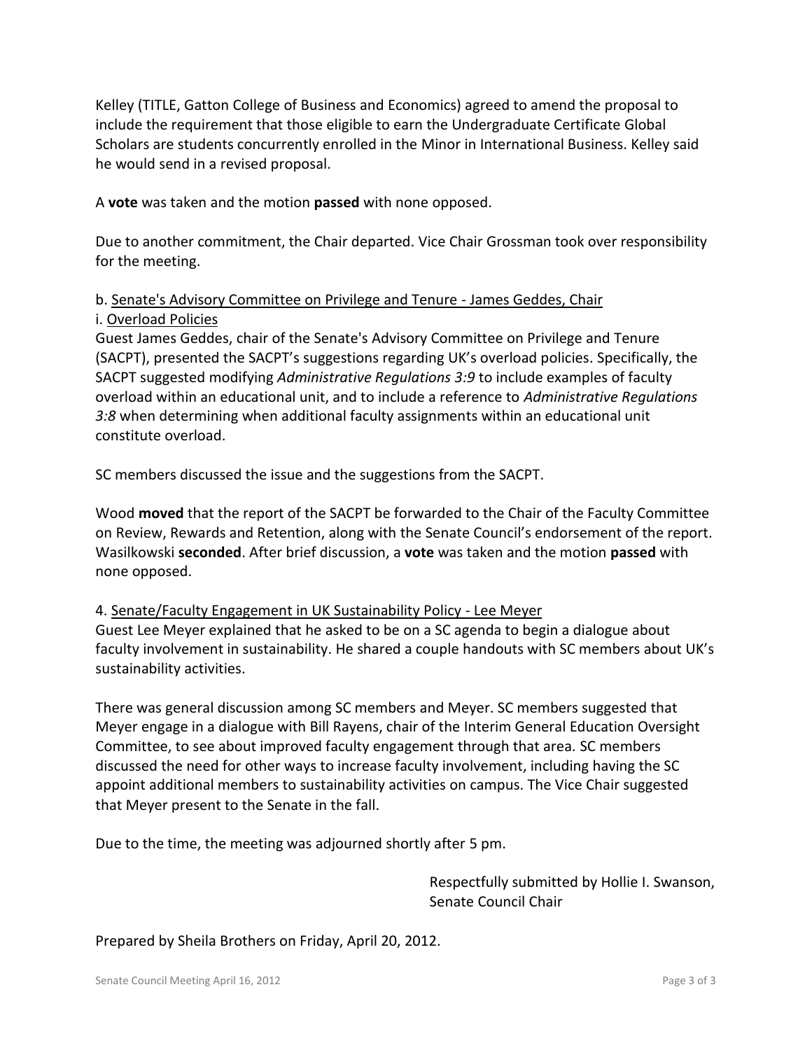Kelley (TITLE, Gatton College of Business and Economics) agreed to amend the proposal to include the requirement that those eligible to earn the Undergraduate Certificate Global Scholars are students concurrently enrolled in the Minor in International Business. Kelley said he would send in a revised proposal.

A **vote** was taken and the motion **passed** with none opposed.

Due to another commitment, the Chair departed. Vice Chair Grossman took over responsibility for the meeting.

b. Senate's Advisory Committee on Privilege and Tenure - James Geddes, Chair

i. Overload Policies

Guest James Geddes, chair of the Senate's Advisory Committee on Privilege and Tenure (SACPT), presented the SACPT's suggestions regarding UK's overload policies. Specifically, the SACPT suggested modifying *Administrative Regulations 3:9* to include examples of faculty overload within an educational unit, and to include a reference to *Administrative Regulations 3:8* when determining when additional faculty assignments within an educational unit constitute overload.

SC members discussed the issue and the suggestions from the SACPT.

Wood **moved** that the report of the SACPT be forwarded to the Chair of the Faculty Committee on Review, Rewards and Retention, along with the Senate Council's endorsement of the report. Wasilkowski **seconded**. After brief discussion, a **vote** was taken and the motion **passed** with none opposed.

4. Senate/Faculty Engagement in UK Sustainability Policy - Lee Meyer

Guest Lee Meyer explained that he asked to be on a SC agenda to begin a dialogue about faculty involvement in sustainability. He shared a couple handouts with SC members about UK's sustainability activities.

There was general discussion among SC members and Meyer. SC members suggested that Meyer engage in a dialogue with Bill Rayens, chair of the Interim General Education Oversight Committee, to see about improved faculty engagement through that area. SC members discussed the need for other ways to increase faculty involvement, including having the SC appoint additional members to sustainability activities on campus. The Vice Chair suggested that Meyer present to the Senate in the fall.

Due to the time, the meeting was adjourned shortly after 5 pm.

Respectfully submitted by Hollie I. Swanson,
Senate Council Chair

Prepared by Sheila Brothers on Friday, April 20, 2012.